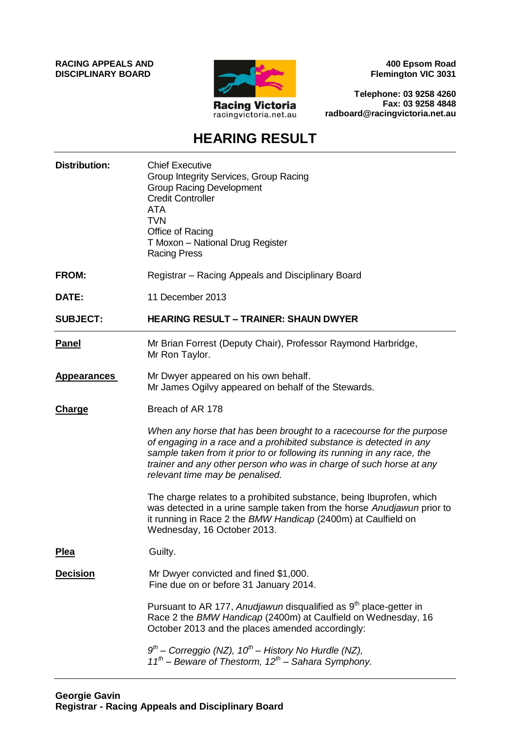**RACING APPEALS AND DISCIPLINARY BOARD**

Racing Victoria
racingvictoria.net.au

**400 Epsom Road**
**Flemington VIC 3031**

**Telephone: 03 9258 4260**
**Fax: 03 9258 4848**
**radboard@racingvictoria.net.au**

# HEARING RESULT

**Distribution:**

Chief Executive
Group Integrity Services, Group Racing
Group Racing Development
Credit Controller
ATA
TVN
Office of Racing
T Moxon – National Drug Register
Racing Press

**FROM:** Registrar – Racing Appeals and Disciplinary Board

**DATE:** 11 December 2013

**SUBJECT:** **HEARING RESULT – TRAINER: SHAUN DWYER**

---

**Panel**

Mr Brian Forrest (Deputy Chair), Professor Raymond Harbridge, Mr Ron Taylor.

**Appearances**

Mr Dwyer appeared on his own behalf.
Mr James Ogilvy appeared on behalf of the Stewards.

**Charge**

Breach of AR 178

*When any horse that has been brought to a racecourse for the purpose of engaging in a race and a prohibited substance is detected in any sample taken from it prior to or following its running in any race, the trainer and any other person who was in charge of such horse at any relevant time may be penalised.*

The charge relates to a prohibited substance, being Ibuprofen, which was detected in a urine sample taken from the horse *Anudjawun* prior to it running in Race 2 the *BMW Handicap* (2400m) at Caulfield on Wednesday, 16 October 2013.

**Plea**

Guilty.

**Decision**

Mr Dwyer convicted and fined $1,000.
Fine due on or before 31 January 2014.

Pursuant to AR 177, *Anudjawun* disqualified as 9th place-getter in Race 2 the *BMW Handicap* (2400m) at Caulfield on Wednesday, 16 October 2013 and the places amended accordingly:

*9th – Correggio (NZ), 10th – History No Hurdle (NZ),*
*11th – Beware of Thestorm, 12th – Sahara Symphony.*

---

**Georgie Gavin**
**Registrar - Racing Appeals and Disciplinary Board**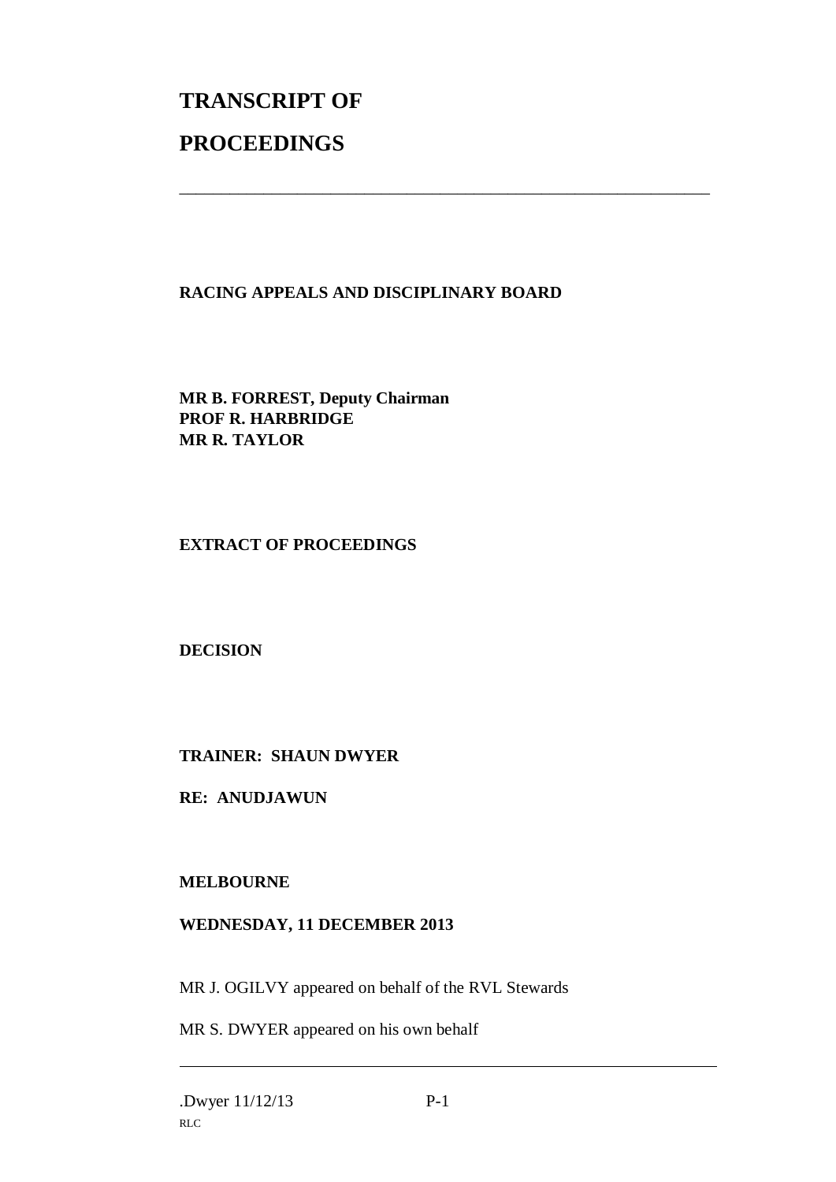# TRANSCRIPT OF

# PROCEEDINGS

---

**RACING APPEALS AND DISCIPLINARY BOARD**

**MR B. FORREST, Deputy Chairman**
**PROF R. HARBRIDGE**
**MR R. TAYLOR**

**EXTRACT OF PROCEEDINGS**

**DECISION**

**TRAINER: SHAUN DWYER**

**RE: ANUDJAWUN**

**MELBOURNE**

**WEDNESDAY, 11 DECEMBER 2013**

MR J. OGILVY appeared on behalf of the RVL Stewards

MR S. DWYER appeared on his own behalf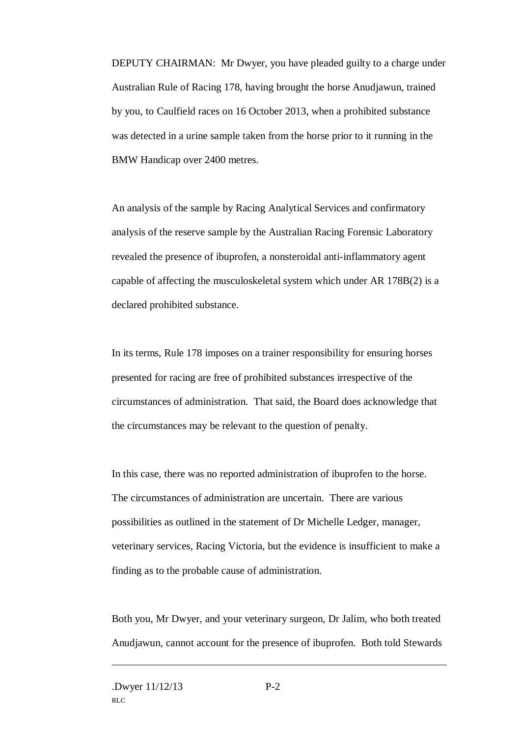DEPUTY CHAIRMAN: Mr Dwyer, you have pleaded guilty to a charge under Australian Rule of Racing 178, having brought the horse Anudjawun, trained by you, to Caulfield races on 16 October 2013, when a prohibited substance was detected in a urine sample taken from the horse prior to it running in the BMW Handicap over 2400 metres.

An analysis of the sample by Racing Analytical Services and confirmatory analysis of the reserve sample by the Australian Racing Forensic Laboratory revealed the presence of ibuprofen, a nonsteroidal anti-inflammatory agent capable of affecting the musculoskeletal system which under AR 178B(2) is a declared prohibited substance.

In its terms, Rule 178 imposes on a trainer responsibility for ensuring horses presented for racing are free of prohibited substances irrespective of the circumstances of administration. That said, the Board does acknowledge that the circumstances may be relevant to the question of penalty.

In this case, there was no reported administration of ibuprofen to the horse. The circumstances of administration are uncertain. There are various possibilities as outlined in the statement of Dr Michelle Ledger, manager, veterinary services, Racing Victoria, but the evidence is insufficient to make a finding as to the probable cause of administration.

Both you, Mr Dwyer, and your veterinary surgeon, Dr Jalim, who both treated Anudjawun, cannot account for the presence of ibuprofen. Both told Stewards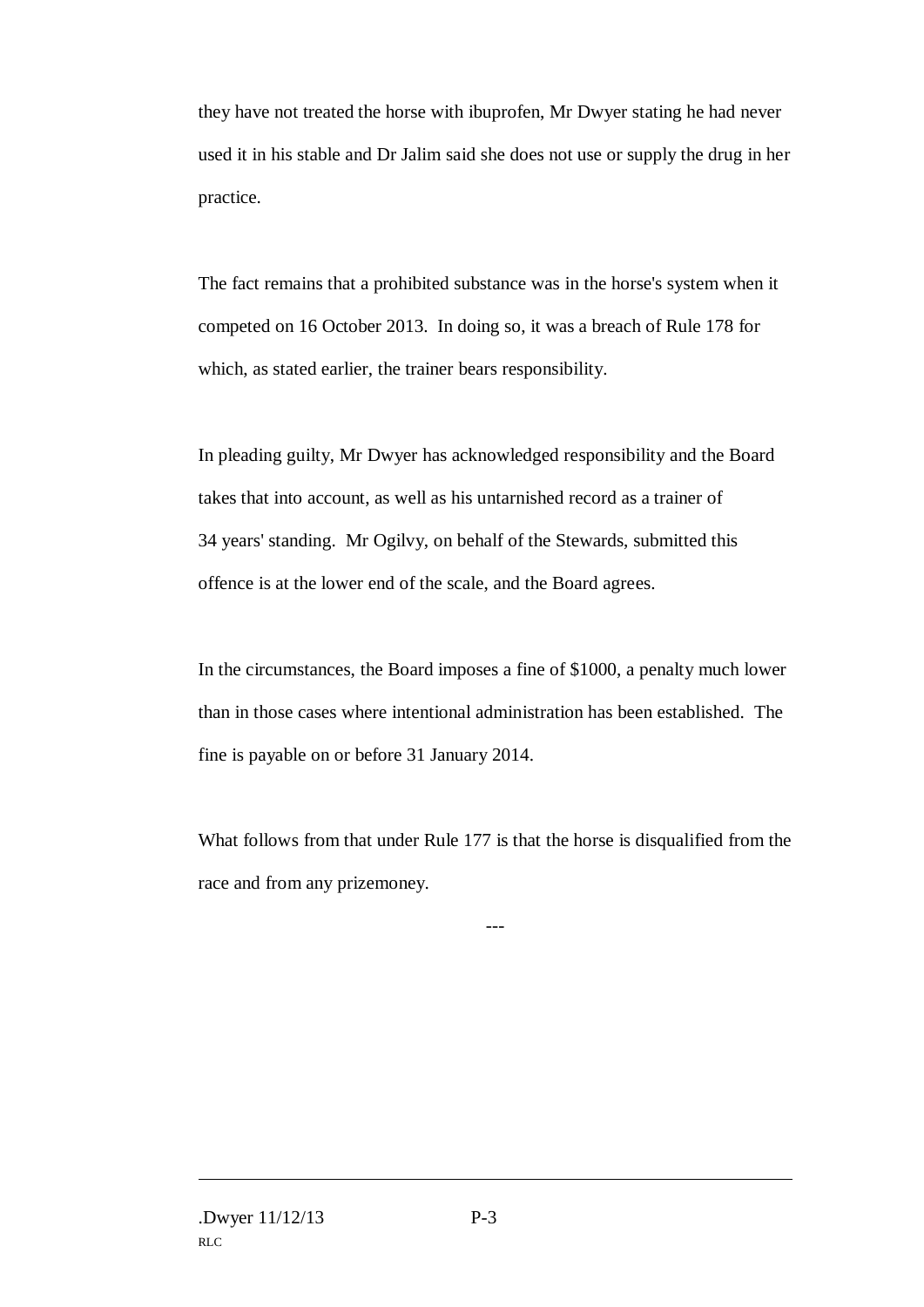they have not treated the horse with ibuprofen, Mr Dwyer stating he had never used it in his stable and Dr Jalim said she does not use or supply the drug in her practice.

The fact remains that a prohibited substance was in the horse's system when it competed on 16 October 2013. In doing so, it was a breach of Rule 178 for which, as stated earlier, the trainer bears responsibility.

In pleading guilty, Mr Dwyer has acknowledged responsibility and the Board takes that into account, as well as his untarnished record as a trainer of 34 years' standing. Mr Ogilvy, on behalf of the Stewards, submitted this offence is at the lower end of the scale, and the Board agrees.

In the circumstances, the Board imposes a fine of $1000, a penalty much lower than in those cases where intentional administration has been established. The fine is payable on or before 31 January 2014.

What follows from that under Rule 177 is that the horse is disqualified from the race and from any prizemoney.

---